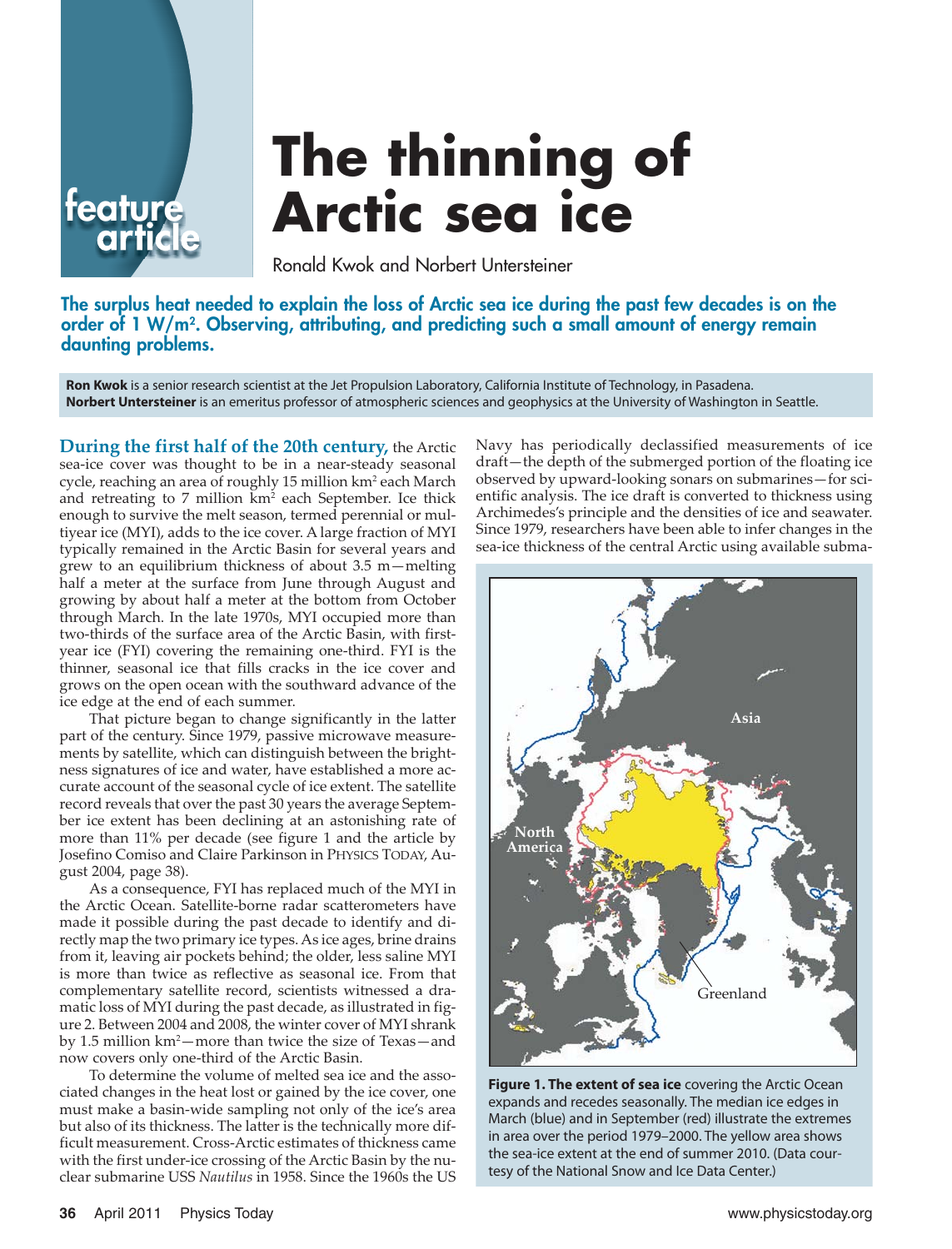feature article

# The thinning of Arctic sea ice

Ronald Kwok and Norbert Untersteiner

**The surplus heat needed to explain the loss of Arctic sea ice during the past few decades is on the order of 1 W/m$^2$. Observing, attributing, and predicting such a small amount of energy remain daunting problems.**

**Ron Kwok** is a senior research scientist at the Jet Propulsion Laboratory, California Institute of Technology, in Pasadena.
**Norbert Untersteiner** is an emeritus professor of atmospheric sciences and geophysics at the University of Washington in Seattle.

**During the first half of the 20th century,** the Arctic sea-ice cover was thought to be in a near-steady seasonal cycle, reaching an area of roughly 15 million km$^2$ each March and retreating to 7 million km$^2$ each September. Ice thick enough to survive the melt season, termed perennial or multiyear ice (MYI), adds to the ice cover. A large fraction of MYI typically remained in the Arctic Basin for several years and grew to an equilibrium thickness of about 3.5 m—melting half a meter at the surface from June through August and growing by about half a meter at the bottom from October through March. In the late 1970s, MYI occupied more than two-thirds of the surface area of the Arctic Basin, with first-year ice (FYI) covering the remaining one-third. FYI is the thinner, seasonal ice that fills cracks in the ice cover and grows on the open ocean with the southward advance of the ice edge at the end of each summer.

That picture began to change significantly in the latter part of the century. Since 1979, passive microwave measurements by satellite, which can distinguish between the brightness signatures of ice and water, have established a more accurate account of the seasonal cycle of ice extent. The satellite record reveals that over the past 30 years the average September ice extent has been declining at an astonishing rate of more than 11% per decade (see figure 1 and the article by Josefino Comiso and Claire Parkinson in PHYSICS TODAY, August 2004, page 38).

As a consequence, FYI has replaced much of the MYI in the Arctic Ocean. Satellite-borne radar scatterometers have made it possible during the past decade to identify and directly map the two primary ice types. As ice ages, brine drains from it, leaving air pockets behind; the older, less saline MYI is more than twice as reflective as seasonal ice. From that complementary satellite record, scientists witnessed a dramatic loss of MYI during the past decade, as illustrated in figure 2. Between 2004 and 2008, the winter cover of MYI shrank by 1.5 million km$^2$—more than twice the size of Texas—and now covers only one-third of the Arctic Basin.

To determine the volume of melted sea ice and the associated changes in the heat lost or gained by the ice cover, one must make a basin-wide sampling not only of the ice's area but also of its thickness. The latter is the technically more difficult measurement. Cross-Arctic estimates of thickness came with the first under-ice crossing of the Arctic Basin by the nuclear submarine USS *Nautilus* in 1958. Since the 1960s the US Navy has periodically declassified measurements of ice draft—the depth of the submerged portion of the floating ice observed by upward-looking sonars on submarines—for scientific analysis. The ice draft is converted to thickness using Archimedes's principle and the densities of ice and seawater. Since 1979, researchers have been able to infer changes in the sea-ice thickness of the central Arctic using available subma-

**Figure 1. The extent of sea ice** covering the Arctic Ocean expands and recedes seasonally. The median ice edges in March (blue) and in September (red) illustrate the extremes in area over the period 1979–2000. The yellow area shows the sea-ice extent at the end of summer 2010. (Data courtesy of the National Snow and Ice Data Center.)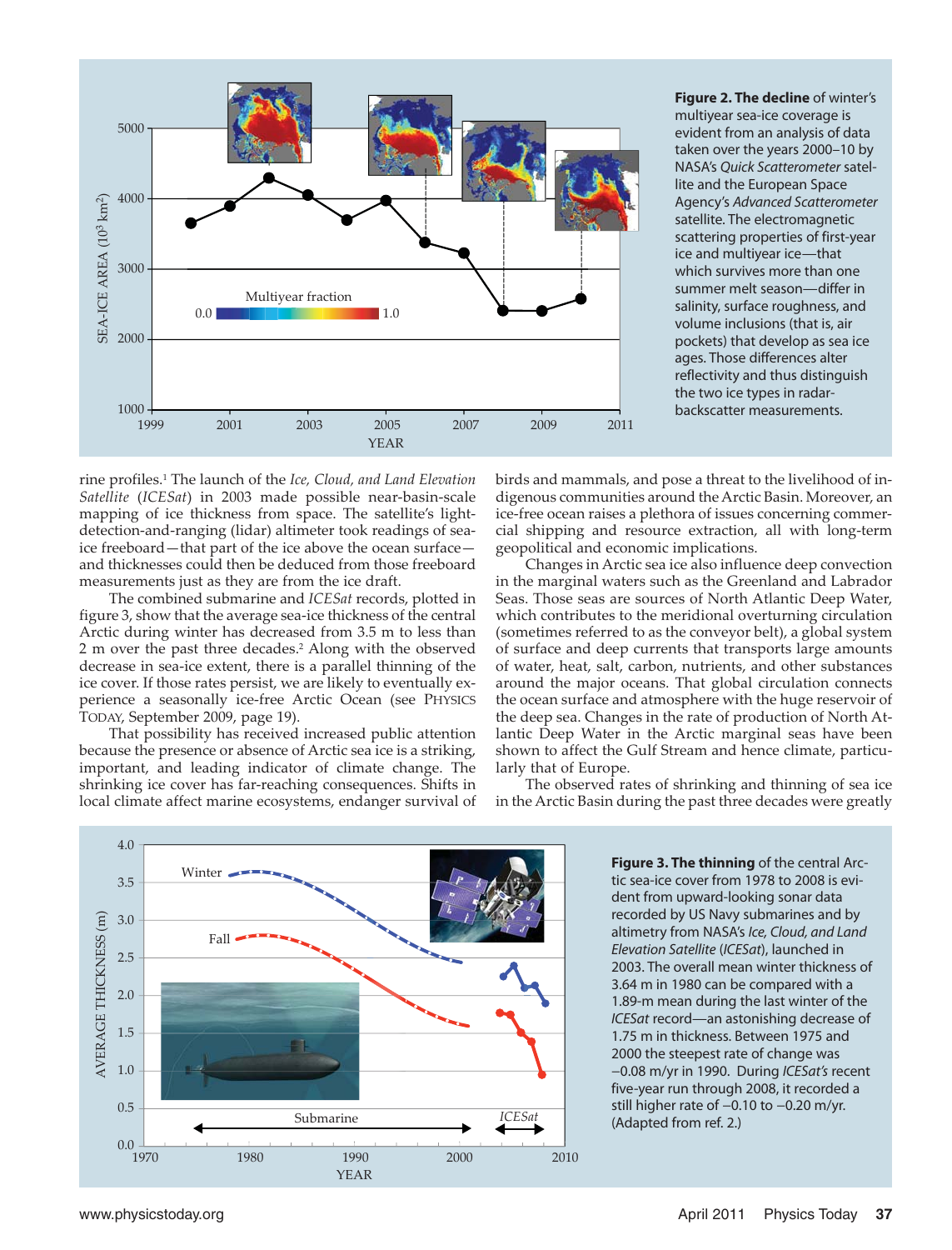SEA-ICE AREA ($10^3$ km$^2$)

5000
4000
3000
2000
1000

1999
2001
2003
2005
2007
2009
2011

YEAR

Multiyear fraction

0.0
1.0

**Figure 2. The decline** of winter's multiyear sea-ice coverage is evident from an analysis of data taken over the years 2000–10 by NASA's *Quick Scatterometer* satellite and the European Space Agency's *Advanced Scatterometer* satellite. The electromagnetic scattering properties of first-year ice and multiyear ice—that which survives more than one summer melt season—differ in salinity, surface roughness, and volume inclusions (that is, air pockets) that develop as sea ice ages. Those differences alter reflectivity and thus distinguish the two ice types in radar-backscatter measurements.

rine profiles.[1] The launch of the *Ice, Cloud, and Land Elevation Satellite* (*ICESat*) in 2003 made possible near-basin-scale mapping of ice thickness from space. The satellite's light-detection-and-ranging (lidar) altimeter took readings of sea-ice freeboard—that part of the ice above the ocean surface—and thicknesses could then be deduced from those freeboard measurements just as they are from the ice draft.

The combined submarine and *ICESat* records, plotted in figure 3, show that the average sea-ice thickness of the central Arctic during winter has decreased from 3.5 m to less than 2 m over the past three decades.[2] Along with the observed decrease in sea-ice extent, there is a parallel thinning of the ice cover. If those rates persist, we are likely to eventually experience a seasonally ice-free Arctic Ocean (see PHYSICS TODAY, September 2009, page 19).

That possibility has received increased public attention because the presence or absence of Arctic sea ice is a striking, important, and leading indicator of climate change. The shrinking ice cover has far-reaching consequences. Shifts in local climate affect marine ecosystems, endanger survival of birds and mammals, and pose a threat to the livelihood of indigenous communities around the Arctic Basin. Moreover, an ice-free ocean raises a plethora of issues concerning commercial shipping and resource extraction, all with long-term geopolitical and economic implications.

Changes in Arctic sea ice also influence deep convection in the marginal waters such as the Greenland and Labrador Seas. Those seas are sources of North Atlantic Deep Water, which contributes to the meridional overturning circulation (sometimes referred to as the conveyor belt), a global system of surface and deep currents that transports large amounts of water, heat, salt, carbon, nutrients, and other substances around the major oceans. That global circulation connects the ocean surface and atmosphere with the huge reservoir of the deep sea. Changes in the rate of production of North Atlantic Deep Water in the Arctic marginal seas have been shown to affect the Gulf Stream and hence climate, particularly that of Europe.

The observed rates of shrinking and thinning of sea ice in the Arctic Basin during the past three decades were greatly

AVERAGE THICKNESS (m)

4.0
3.5
3.0
2.5
2.0
1.5
1.0
0.5
0.0

Winter
Fall
Submarine
*ICESat*

1970
1980
1990
2000
2010

YEAR

**Figure 3. The thinning** of the central Arctic sea-ice cover from 1978 to 2008 is evident from upward-looking sonar data recorded by US Navy submarines and by altimetry from NASA's *Ice, Cloud, and Land Elevation Satellite* (*ICESat*), launched in 2003. The overall mean winter thickness of 3.64 m in 1980 can be compared with a 1.89-m mean during the last winter of the *ICESat* record—an astonishing decrease of 1.75 m in thickness. Between 1975 and 2000 the steepest rate of change was −0.08 m/yr in 1990. During *ICESat's* recent five-year run through 2008, it recorded a still higher rate of −0.10 to −0.20 m/yr. (Adapted from ref. 2.)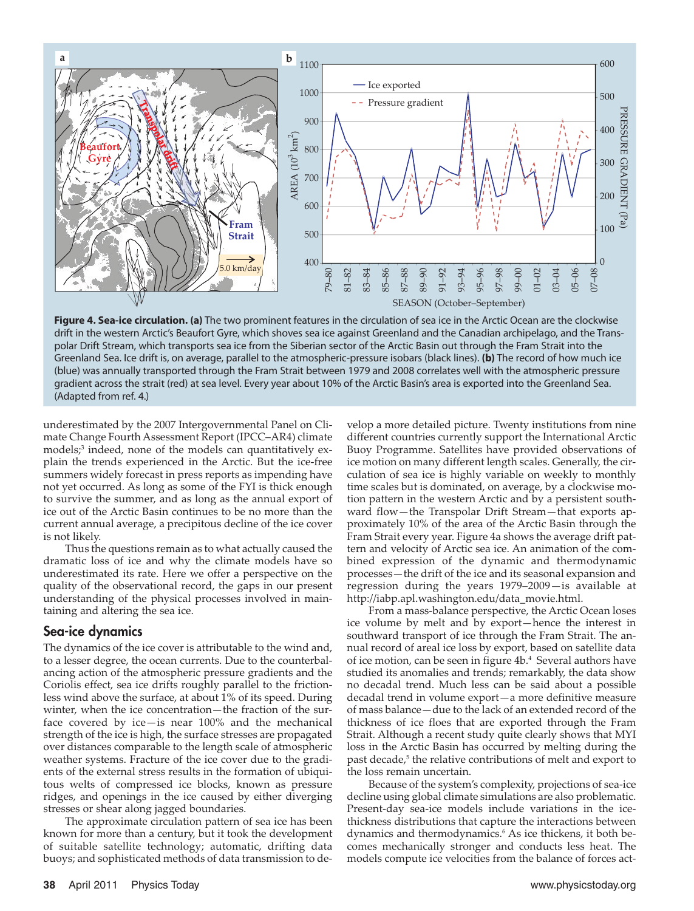**Figure 4. Sea-ice circulation. (a)** The two prominent features in the circulation of sea ice in the Arctic Ocean are the clockwise drift in the western Arctic's Beaufort Gyre, which shoves sea ice against Greenland and the Canadian archipelago, and the Transpolar Drift Stream, which transports sea ice from the Siberian sector of the Arctic Basin out through the Fram Strait into the Greenland Sea. Ice drift is, on average, parallel to the atmospheric-pressure isobars (black lines). **(b)** The record of how much ice (blue) was annually transported through the Fram Strait between 1979 and 2008 correlates well with the atmospheric pressure gradient across the strait (red) at sea level. Every year about 10% of the Arctic Basin's area is exported into the Greenland Sea. (Adapted from ref. 4.)

underestimated by the 2007 Intergovernmental Panel on Climate Change Fourth Assessment Report (IPCC–AR4) climate models;[3] indeed, none of the models can quantitatively explain the trends experienced in the Arctic. But the ice-free summers widely forecast in press reports as impending have not yet occurred. As long as some of the FYI is thick enough to survive the summer, and as long as the annual export of ice out of the Arctic Basin continues to be no more than the current annual average, a precipitous decline of the ice cover is not likely.

Thus the questions remain as to what actually caused the dramatic loss of ice and why the climate models have so underestimated its rate. Here we offer a perspective on the quality of the observational record, the gaps in our present understanding of the physical processes involved in maintaining and altering the sea ice.

## Sea-ice dynamics

The dynamics of the ice cover is attributable to the wind and, to a lesser degree, the ocean currents. Due to the counterbalancing action of the atmospheric pressure gradients and the Coriolis effect, sea ice drifts roughly parallel to the frictionless wind above the surface, at about 1% of its speed. During winter, when the ice concentration—the fraction of the surface covered by ice—is near 100% and the mechanical strength of the ice is high, the surface stresses are propagated over distances comparable to the length scale of atmospheric weather systems. Fracture of the ice cover due to the gradients of the external stress results in the formation of ubiquitous welts of compressed ice blocks, known as pressure ridges, and openings in the ice caused by either diverging stresses or shear along jagged boundaries.

The approximate circulation pattern of sea ice has been known for more than a century, but it took the development of suitable satellite technology; automatic, drifting data buoys; and sophisticated methods of data transmission to develop a more detailed picture. Twenty institutions from nine different countries currently support the International Arctic Buoy Programme. Satellites have provided observations of ice motion on many different length scales. Generally, the circulation of sea ice is highly variable on weekly to monthly time scales but is dominated, on average, by a clockwise motion pattern in the western Arctic and by a persistent southward flow—the Transpolar Drift Stream—that exports approximately 10% of the area of the Arctic Basin through the Fram Strait every year. Figure 4a shows the average drift pattern and velocity of Arctic sea ice. An animation of the combined expression of the dynamic and thermodynamic processes—the drift of the ice and its seasonal expansion and regression during the years 1979–2009—is available at http://iabp.apl.washington.edu/data_movie.html.

From a mass-balance perspective, the Arctic Ocean loses ice volume by melt and by export—hence the interest in southward transport of ice through the Fram Strait. The annual record of areal ice loss by export, based on satellite data of ice motion, can be seen in figure 4b.[4] Several authors have studied its anomalies and trends; remarkably, the data show no decadal trend. Much less can be said about a possible decadal trend in volume export—a more definitive measure of mass balance—due to the lack of an extended record of the thickness of ice floes that are exported through the Fram Strait. Although a recent study quite clearly shows that MYI loss in the Arctic Basin has occurred by melting during the past decade,[5] the relative contributions of melt and export to the loss remain uncertain.

Because of the system's complexity, projections of sea-ice decline using global climate simulations are also problematic. Present-day sea-ice models include variations in the ice-thickness distributions that capture the interactions between dynamics and thermodynamics.[6] As ice thickens, it both becomes mechanically stronger and conducts less heat. The models compute ice velocities from the balance of forces act-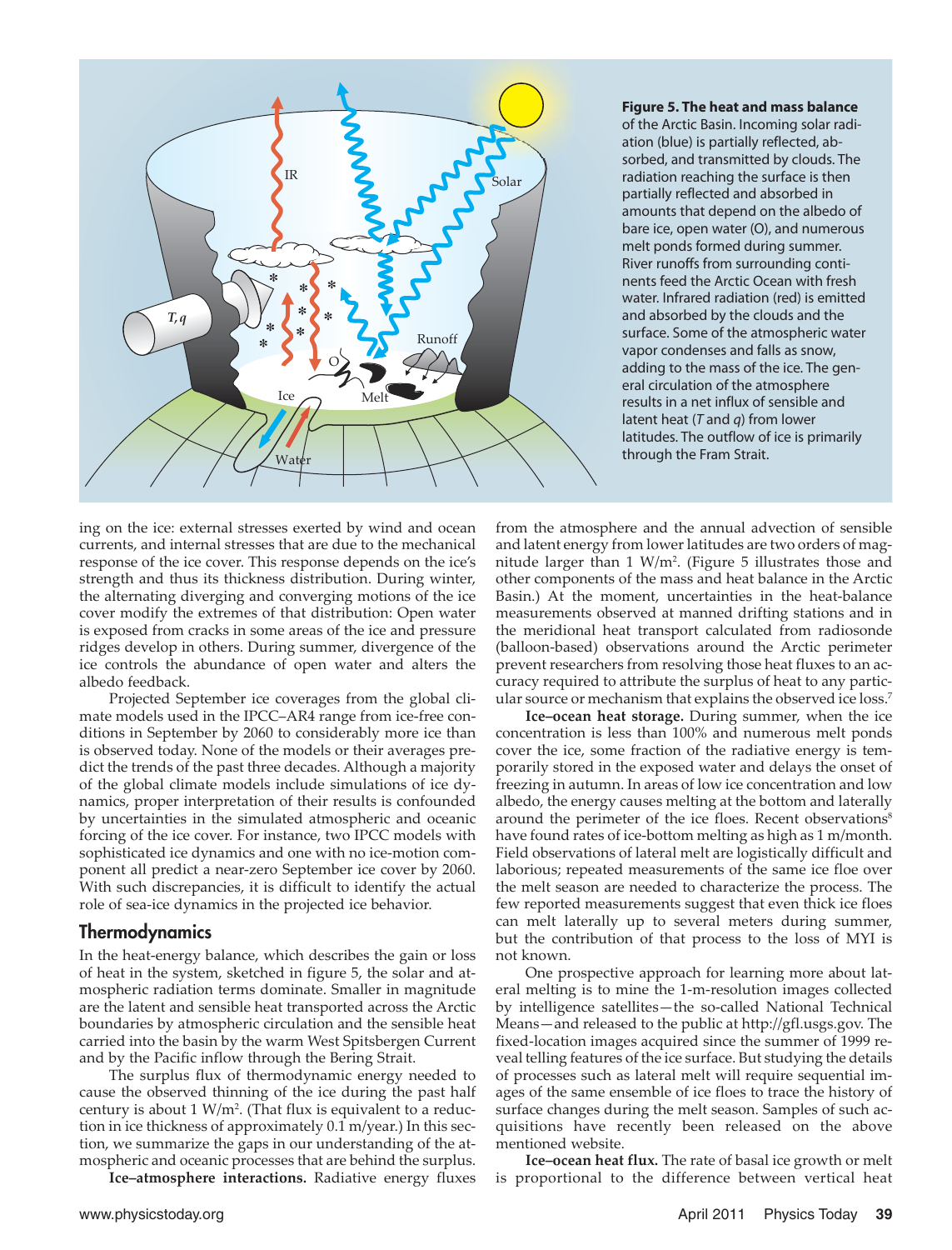IR

Solar

T, q

Runoff

O

Ice

Melt

Water

**Figure 5. The heat and mass balance** of the Arctic Basin. Incoming solar radiation (blue) is partially reflected, absorbed, and transmitted by clouds. The radiation reaching the surface is then partially reflected and absorbed in amounts that depend on the albedo of bare ice, open water (O), and numerous melt ponds formed during summer. River runoffs from surrounding continents feed the Arctic Ocean with fresh water. Infrared radiation (red) is emitted and absorbed by the clouds and the surface. Some of the atmospheric water vapor condenses and falls as snow, adding to the mass of the ice. The general circulation of the atmosphere results in a net influx of sensible and latent heat (*T* and *q*) from lower latitudes. The outflow of ice is primarily through the Fram Strait.

ing on the ice: external stresses exerted by wind and ocean currents, and internal stresses that are due to the mechanical response of the ice cover. This response depends on the ice's strength and thus its thickness distribution. During winter, the alternating diverging and converging motions of the ice cover modify the extremes of that distribution: Open water is exposed from cracks in some areas of the ice and pressure ridges develop in others. During summer, divergence of the ice controls the abundance of open water and alters the albedo feedback.

Projected September ice coverages from the global climate models used in the IPCC–AR4 range from ice-free conditions in September by 2060 to considerably more ice than is observed today. None of the models or their averages predict the trends of the past three decades. Although a majority of the global climate models include simulations of ice dynamics, proper interpretation of their results is confounded by uncertainties in the simulated atmospheric and oceanic forcing of the ice cover. For instance, two IPCC models with sophisticated ice dynamics and one with no ice-motion component all predict a near-zero September ice cover by 2060. With such discrepancies, it is difficult to identify the actual role of sea-ice dynamics in the projected ice behavior.

## Thermodynamics

In the heat-energy balance, which describes the gain or loss of heat in the system, sketched in figure 5, the solar and atmospheric radiation terms dominate. Smaller in magnitude are the latent and sensible heat transported across the Arctic boundaries by atmospheric circulation and the sensible heat carried into the basin by the warm West Spitsbergen Current and by the Pacific inflow through the Bering Strait.

The surplus flux of thermodynamic energy needed to cause the observed thinning of the ice during the past half century is about 1 W/m$^2$. (That flux is equivalent to a reduction in ice thickness of approximately 0.1 m/year.) In this section, we summarize the gaps in our understanding of the atmospheric and oceanic processes that are behind the surplus.

**Ice–atmosphere interactions.** Radiative energy fluxes from the atmosphere and the annual advection of sensible and latent energy from lower latitudes are two orders of magnitude larger than 1 W/m$^2$. (Figure 5 illustrates those and other components of the mass and heat balance in the Arctic Basin.) At the moment, uncertainties in the heat-balance measurements observed at manned drifting stations and in the meridional heat transport calculated from radiosonde (balloon-based) observations around the Arctic perimeter prevent researchers from resolving those heat fluxes to an accuracy required to attribute the surplus of heat to any particular source or mechanism that explains the observed ice loss.[7]

**Ice–ocean heat storage.** During summer, when the ice concentration is less than 100% and numerous melt ponds cover the ice, some fraction of the radiative energy is temporarily stored in the exposed water and delays the onset of freezing in autumn. In areas of low ice concentration and low albedo, the energy causes melting at the bottom and laterally around the perimeter of the ice floes. Recent observations[8] have found rates of ice-bottom melting as high as 1 m/month. Field observations of lateral melt are logistically difficult and laborious; repeated measurements of the same ice floe over the melt season are needed to characterize the process. The few reported measurements suggest that even thick ice floes can melt laterally up to several meters during summer, but the contribution of that process to the loss of MYI is not known.

One prospective approach for learning more about lateral melting is to mine the 1-m-resolution images collected by intelligence satellites—the so-called National Technical Means—and released to the public at http://gfl.usgs.gov. The fixed-location images acquired since the summer of 1999 reveal telling features of the ice surface. But studying the details of processes such as lateral melt will require sequential images of the same ensemble of ice floes to trace the history of surface changes during the melt season. Samples of such acquisitions have recently been released on the above mentioned website.

**Ice–ocean heat flux.** The rate of basal ice growth or melt is proportional to the difference between vertical heat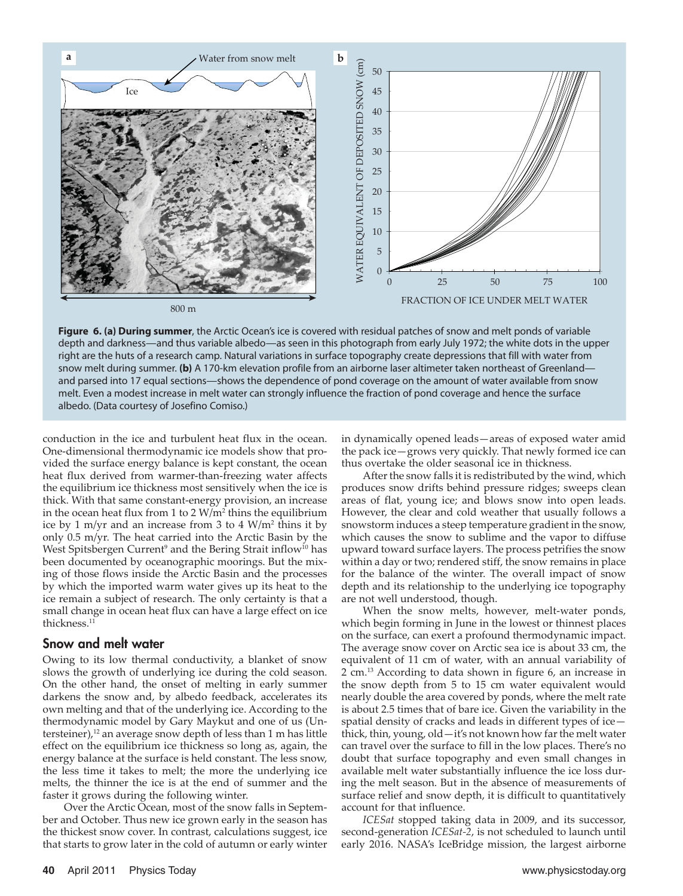a

Water from snow melt

Ice

800 m

b

WATER EQUIVALENT OF DEPOSITED SNOW (cm)

50
45
40
35
30
25
20
15
10
5
0

0 25 50 75 100

FRACTION OF ICE UNDER MELT WATER

**Figure 6. (a) During summer**, the Arctic Ocean's ice is covered with residual patches of snow and melt ponds of variable depth and darkness—and thus variable albedo—as seen in this photograph from early July 1972; the white dots in the upper right are the huts of a research camp. Natural variations in surface topography create depressions that fill with water from snow melt during summer. **(b)** A 170-km elevation profile from an airborne laser altimeter taken northeast of Greenland—and parsed into 17 equal sections—shows the dependence of pond coverage on the amount of water available from snow melt. Even a modest increase in melt water can strongly influence the fraction of pond coverage and hence the surface albedo. (Data courtesy of Josefino Comiso.)

conduction in the ice and turbulent heat flux in the ocean. One-dimensional thermodynamic ice models show that provided the surface energy balance is kept constant, the ocean heat flux derived from warmer-than-freezing water affects the equilibrium ice thickness most sensitively when the ice is thick. With that same constant-energy provision, an increase in the ocean heat flux from 1 to 2 $W/m^2$ thins the equilibrium ice by 1 m/yr and an increase from 3 to 4 $W/m^2$ thins it by only 0.5 m/yr. The heat carried into the Arctic Basin by the West Spitsbergen Current[9] and the Bering Strait inflow[10] has been documented by oceanographic moorings. But the mixing of those flows inside the Arctic Basin and the processes by which the imported warm water gives up its heat to the ice remain a subject of research. The only certainty is that a small change in ocean heat flux can have a large effect on ice thickness.[11]

## Snow and melt water

Owing to its low thermal conductivity, a blanket of snow slows the growth of underlying ice during the cold season. On the other hand, the onset of melting in early summer darkens the snow and, by albedo feedback, accelerates its own melting and that of the underlying ice. According to the thermodynamic model by Gary Maykut and one of us (Untersteiner),[12] an average snow depth of less than 1 m has little effect on the equilibrium ice thickness so long as, again, the energy balance at the surface is held constant. The less snow, the less time it takes to melt; the more the underlying ice melts, the thinner the ice is at the end of summer and the faster it grows during the following winter.

Over the Arctic Ocean, most of the snow falls in September and October. Thus new ice grown early in the season has the thickest snow cover. In contrast, calculations suggest, ice that starts to grow later in the cold of autumn or early winter in dynamically opened leads—areas of exposed water amid the pack ice—grows very quickly. That newly formed ice can thus overtake the older seasonal ice in thickness.

After the snow falls it is redistributed by the wind, which produces snow drifts behind pressure ridges; sweeps clean areas of flat, young ice; and blows snow into open leads. However, the clear and cold weather that usually follows a snowstorm induces a steep temperature gradient in the snow, which causes the snow to sublime and the vapor to diffuse upward toward surface layers. The process petrifies the snow within a day or two; rendered stiff, the snow remains in place for the balance of the winter. The overall impact of snow depth and its relationship to the underlying ice topography are not well understood, though.

When the snow melts, however, melt-water ponds, which begin forming in June in the lowest or thinnest places on the surface, can exert a profound thermodynamic impact. The average snow cover on Arctic sea ice is about 33 cm, the equivalent of 11 cm of water, with an annual variability of 2 cm.[13] According to data shown in figure 6, an increase in the snow depth from 5 to 15 cm water equivalent would nearly double the area covered by ponds, where the melt rate is about 2.5 times that of bare ice. Given the variability in the spatial density of cracks and leads in different types of ice—thick, thin, young, old—it's not known how far the melt water can travel over the surface to fill in the low places. There's no doubt that surface topography and even small changes in available melt water substantially influence the ice loss during the melt season. But in the absence of measurements of surface relief and snow depth, it is difficult to quantitatively account for that influence.

*ICESat* stopped taking data in 2009, and its successor, second-generation *ICESat-2*, is not scheduled to launch until early 2016. NASA's IceBridge mission, the largest airborne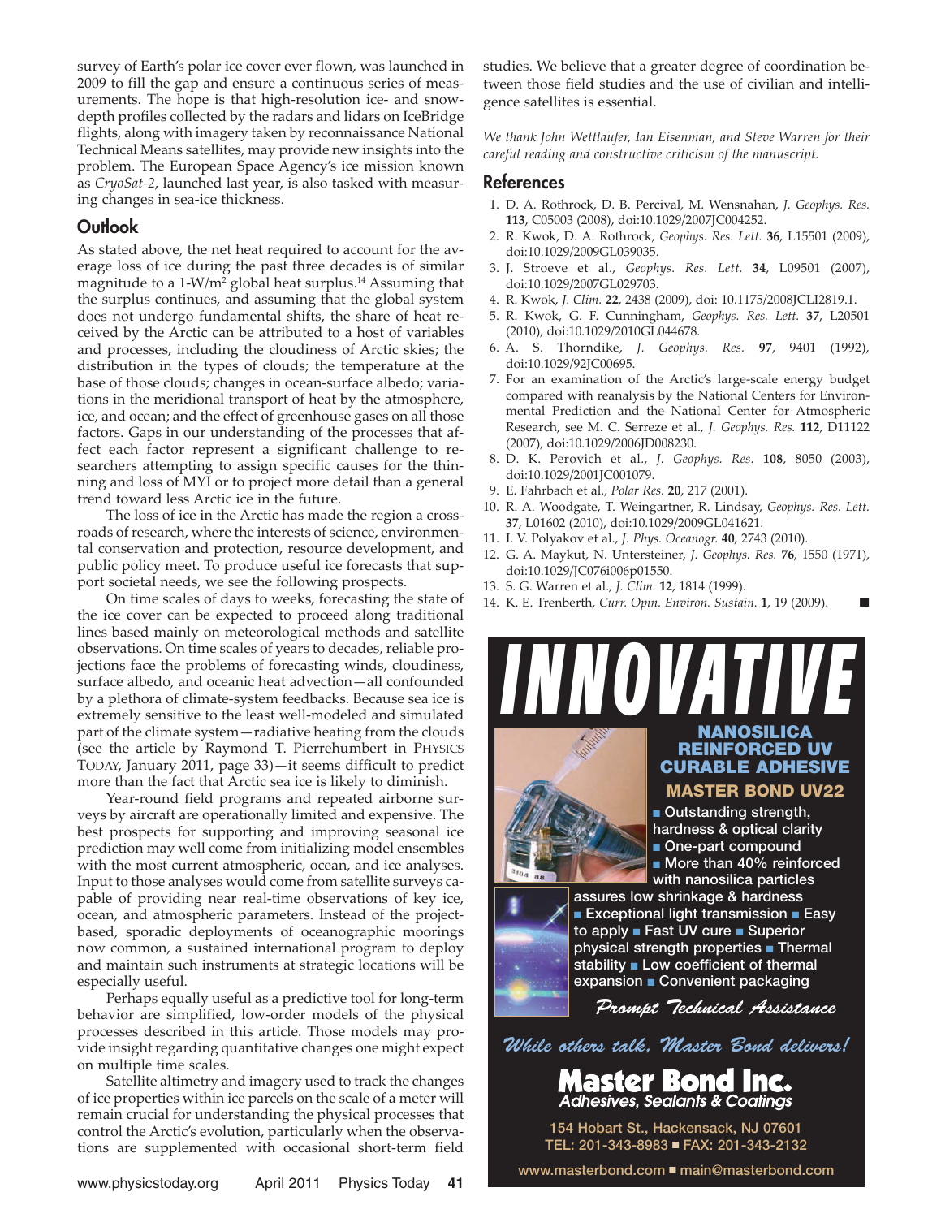survey of Earth's polar ice cover ever flown, was launched in 2009 to fill the gap and ensure a continuous series of measurements. The hope is that high-resolution ice- and snow-depth profiles collected by the radars and lidars on IceBridge flights, along with imagery taken by reconnaissance National Technical Means satellites, may provide new insights into the problem. The European Space Agency's ice mission known as *CryoSat-2*, launched last year, is also tasked with measuring changes in sea-ice thickness.

## Outlook

As stated above, the net heat required to account for the average loss of ice during the past three decades is of similar magnitude to a 1-W/m² global heat surplus.[14] Assuming that the surplus continues, and assuming that the global system does not undergo fundamental shifts, the share of heat received by the Arctic can be attributed to a host of variables and processes, including the cloudiness of Arctic skies; the distribution in the types of clouds; the temperature at the base of those clouds; changes in ocean-surface albedo; variations in the meridional transport of heat by the atmosphere, ice, and ocean; and the effect of greenhouse gases on all those factors. Gaps in our understanding of the processes that affect each factor represent a significant challenge to researchers attempting to assign specific causes for the thinning and loss of MYI or to project more detail than a general trend toward less Arctic ice in the future.

The loss of ice in the Arctic has made the region a crossroads of research, where the interests of science, environmental conservation and protection, resource development, and public policy meet. To produce useful ice forecasts that support societal needs, we see the following prospects.

On time scales of days to weeks, forecasting the state of the ice cover can be expected to proceed along traditional lines based mainly on meteorological methods and satellite observations. On time scales of years to decades, reliable projections face the problems of forecasting winds, cloudiness, surface albedo, and oceanic heat advection—all confounded by a plethora of climate-system feedbacks. Because sea ice is extremely sensitive to the least well-modeled and simulated part of the climate system—radiative heating from the clouds (see the article by Raymond T. Pierrehumbert in PHYSICS TODAY, January 2011, page 33)—it seems difficult to predict more than the fact that Arctic sea ice is likely to diminish.

Year-round field programs and repeated airborne surveys by aircraft are operationally limited and expensive. The best prospects for supporting and improving seasonal ice prediction may well come from initializing model ensembles with the most current atmospheric, ocean, and ice analyses. Input to those analyses would come from satellite surveys capable of providing near real-time observations of key ice, ocean, and atmospheric parameters. Instead of the project-based, sporadic deployments of oceanographic moorings now common, a sustained international program to deploy and maintain such instruments at strategic locations will be especially useful.

Perhaps equally useful as a predictive tool for long-term behavior are simplified, low-order models of the physical processes described in this article. Those models may provide insight regarding quantitative changes one might expect on multiple time scales.

Satellite altimetry and imagery used to track the changes of ice properties within ice parcels on the scale of a meter will remain crucial for understanding the physical processes that control the Arctic's evolution, particularly when the observations are supplemented with occasional short-term field studies. We believe that a greater degree of coordination between those field studies and the use of civilian and intelligence satellites is essential.

*We thank John Wettlaufer, Ian Eisenman, and Steve Warren for their careful reading and constructive criticism of the manuscript.*

## References

1. D. A. Rothrock, D. B. Percival, M. Wensnahan, *J. Geophys. Res.* **113**, C05003 (2008), doi:10.1029/2007JC004252.
2. R. Kwok, D. A. Rothrock, *Geophys. Res. Lett.* **36**, L15501 (2009), doi:10.1029/2009GL039035.
3. J. Stroeve et al., *Geophys. Res. Lett.* **34**, L09501 (2007), doi:10.1029/2007GL029703.
4. R. Kwok, *J. Clim.* **22**, 2438 (2009), doi: 10.1175/2008JCLI2819.1.
5. R. Kwok, G. F. Cunningham, *Geophys. Res. Lett.* **37**, L20501 (2010), doi:10.1029/2010GL044678.
6. A. S. Thorndike, *J. Geophys. Res.* **97**, 9401 (1992), doi:10.1029/92JC00695.
7. For an examination of the Arctic's large-scale energy budget compared with reanalysis by the National Centers for Environmental Prediction and the National Center for Atmospheric Research, see M. C. Serreze et al., *J. Geophys. Res.* **112**, D11122 (2007), doi:10.1029/2006JD008230.
8. D. K. Perovich et al., *J. Geophys. Res.* **108**, 8050 (2003), doi:10.1029/2001JC001079.
9. E. Fahrbach et al., *Polar Res.* **20**, 217 (2001).
10. R. A. Woodgate, T. Weingartner, R. Lindsay, *Geophys. Res. Lett.* **37**, L01602 (2010), doi:10.1029/2009GL041621.
11. I. V. Polyakov et al., *J. Phys. Oceanogr.* **40**, 2743 (2010).
12. G. A. Maykut, N. Untersteiner, *J. Geophys. Res.* **76**, 1550 (1971), doi:10.1029/JC076i006p01550.
13. S. G. Warren et al., *J. Clim.* **12**, 1814 (1999).
14. K. E. Trenberth, *Curr. Opin. Environ. Sustain.* **1**, 19 (2009).

INNOVATIVE

NANOSILICA REINFORCED UV CURABLE ADHESIVE

MASTER BOND UV22

■ Outstanding strength, hardness & optical clarity ■ One-part compound ■ More than 40% reinforced with nanosilica particles assures low shrinkage & hardness ■ Exceptional light transmission ■ Easy to apply ■ Fast UV cure ■ Superior physical strength properties ■ Thermal stability ■ Low coefficient of thermal expansion ■ Convenient packaging

*Prompt Technical Assistance*

*While others talk, Master Bond delivers!*

**Master Bond Inc.**
*Adhesives, Sealants & Coatings*

154 Hobart St., Hackensack, NJ 07601
TEL: 201-343-8983 ■ FAX: 201-343-2132

www.masterbond.com ■ main@masterbond.com